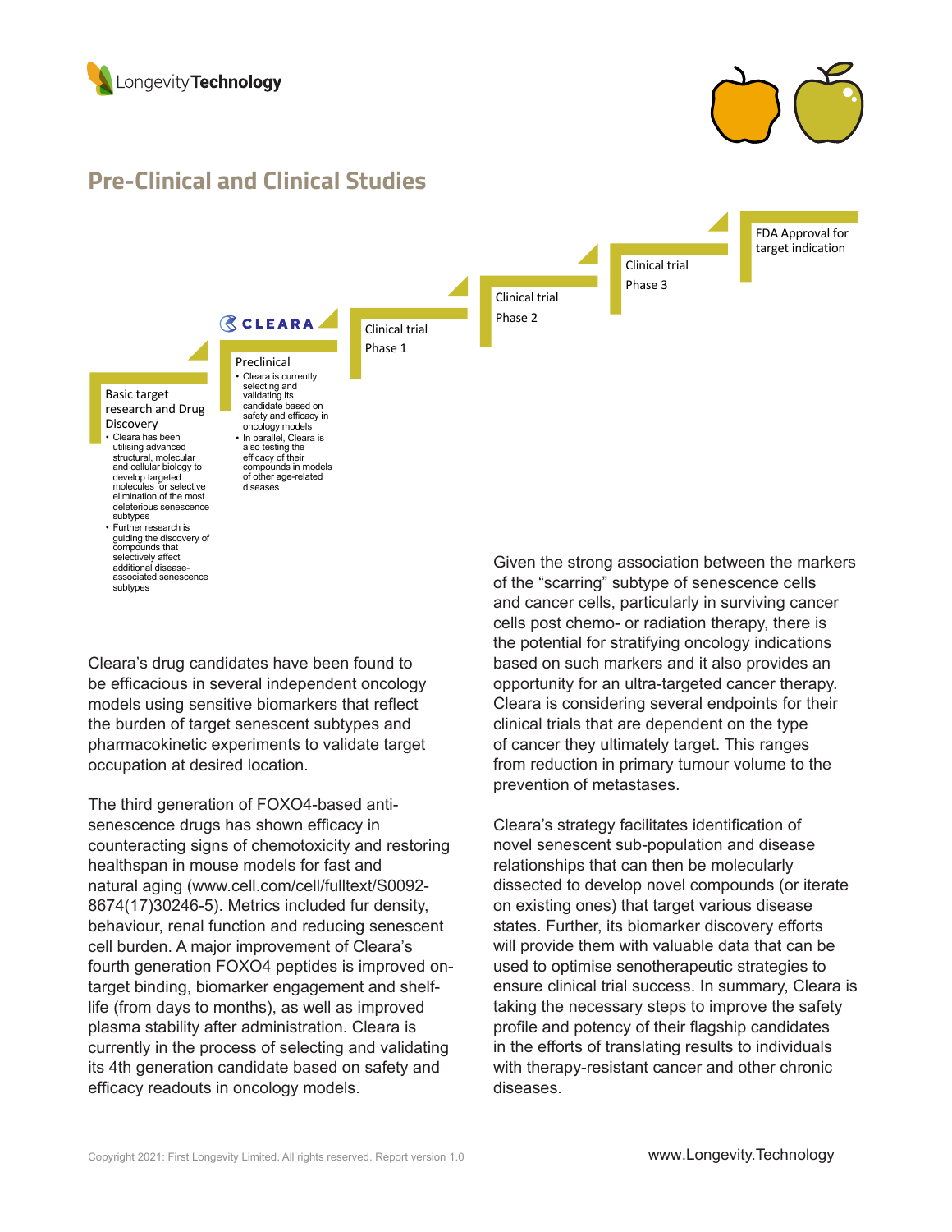## Pre-Clinical and Clinical Studies

**Basic target research and Drug Discovery**

- Cleara has been utilising advanced structural, molecular and cellular biology to develop targeted molecules for selective elimination of the most deleterious senescence subtypes
- Further research is guiding the discovery of compounds that selectively affect additional disease-associated senescence subtypes

CLEARA

**Preclinical**

- Cleara is currently selecting and validating its candidate based on safety and efficacy in oncology models
- In parallel, Cleara is also testing the efficacy of their compounds in models of other age-related diseases

**Clinical trial Phase 1**

**Clinical trial Phase 2**

**Clinical trial Phase 3**

**FDA Approval for target indication**

Cleara's drug candidates have been found to be efficacious in several independent oncology models using sensitive biomarkers that reflect the burden of target senescent subtypes and pharmacokinetic experiments to validate target occupation at desired location.

The third generation of FOXO4-based anti-senescence drugs has shown efficacy in counteracting signs of chemotoxicity and restoring healthspan in mouse models for fast and natural aging (www.cell.com/cell/fulltext/S0092-8674(17)30246-5). Metrics included fur density, behaviour, renal function and reducing senescent cell burden. A major improvement of Cleara's fourth generation FOXO4 peptides is improved on-target binding, biomarker engagement and shelf-life (from days to months), as well as improved plasma stability after administration. Cleara is currently in the process of selecting and validating its 4th generation candidate based on safety and efficacy readouts in oncology models.

Given the strong association between the markers of the "scarring" subtype of senescence cells and cancer cells, particularly in surviving cancer cells post chemo- or radiation therapy, there is the potential for stratifying oncology indications based on such markers and it also provides an opportunity for an ultra-targeted cancer therapy. Cleara is considering several endpoints for their clinical trials that are dependent on the type of cancer they ultimately target. This ranges from reduction in primary tumour volume to the prevention of metastases.

Cleara's strategy facilitates identification of novel senescent sub-population and disease relationships that can then be molecularly dissected to develop novel compounds (or iterate on existing ones) that target various disease states. Further, its biomarker discovery efforts will provide them with valuable data that can be used to optimise senotherapeutic strategies to ensure clinical trial success. In summary, Cleara is taking the necessary steps to improve the safety profile and potency of their flagship candidates in the efforts of translating results to individuals with therapy-resistant cancer and other chronic diseases.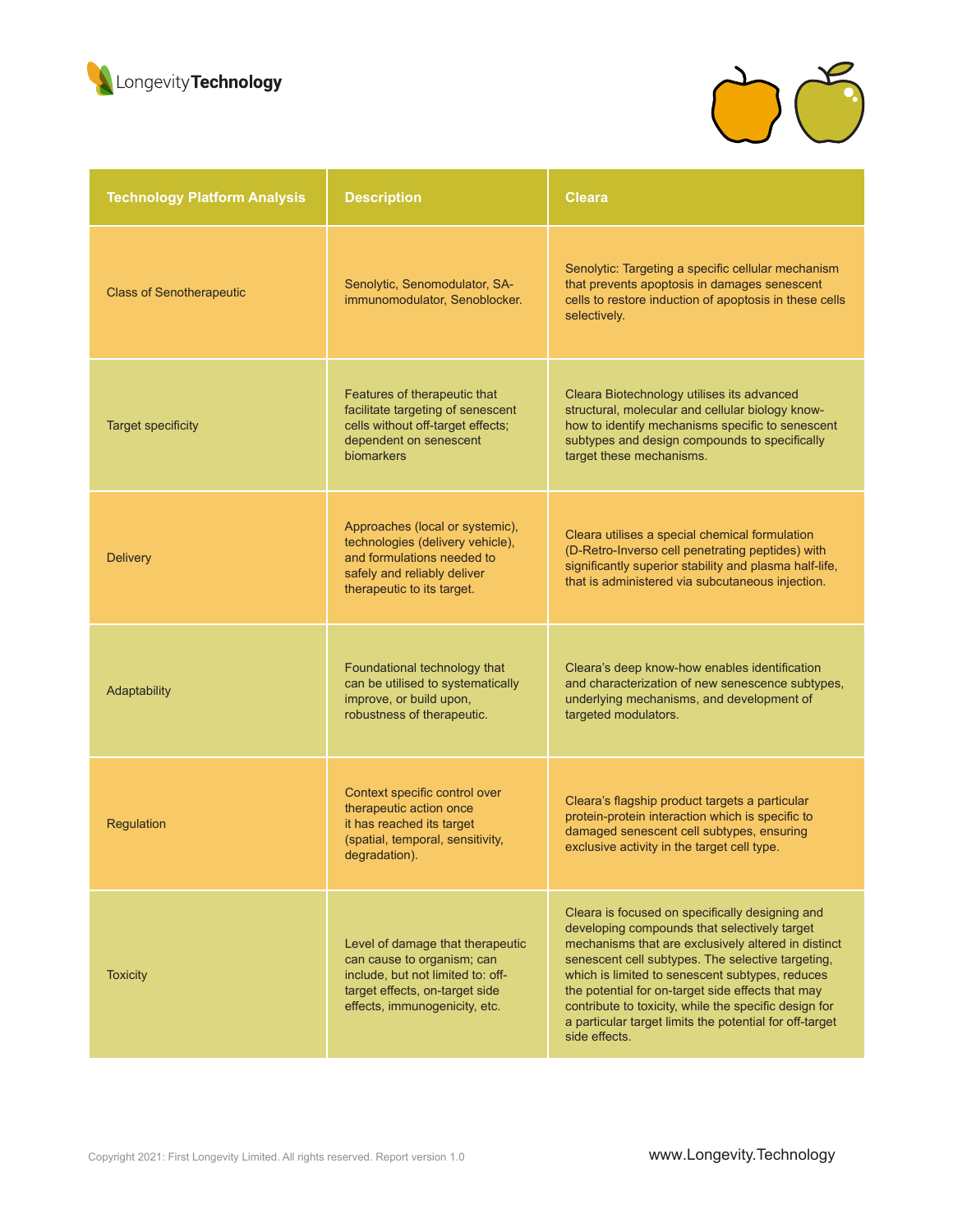| Technology Platform Analysis | Description | Cleara |
|---|---|---|
| Class of Senotherapeutic | Senolytic, Senomodulator, SA-immunomodulator, Senoblocker. | Senolytic: Targeting a specific cellular mechanism that prevents apoptosis in damages senescent cells to restore induction of apoptosis in these cells selectively. |
| Target specificity | Features of therapeutic that facilitate targeting of senescent cells without off-target effects; dependent on senescent biomarkers | Cleara Biotechnology utilises its advanced structural, molecular and cellular biology know-how to identify mechanisms specific to senescent subtypes and design compounds to specifically target these mechanisms. |
| Delivery | Approaches (local or systemic), technologies (delivery vehicle), and formulations needed to safely and reliably deliver therapeutic to its target. | Cleara utilises a special chemical formulation (D-Retro-Inverso cell penetrating peptides) with significantly superior stability and plasma half-life, that is administered via subcutaneous injection. |
| Adaptability | Foundational technology that can be utilised to systematically improve, or build upon, robustness of therapeutic. | Cleara's deep know-how enables identification and characterization of new senescence subtypes, underlying mechanisms, and development of targeted modulators. |
| Regulation | Context specific control over therapeutic action once it has reached its target (spatial, temporal, sensitivity, degradation). | Cleara's flagship product targets a particular protein-protein interaction which is specific to damaged senescent cell subtypes, ensuring exclusive activity in the target cell type. |
| Toxicity | Level of damage that therapeutic can cause to organism; can include, but not limited to: off-target effects, on-target side effects, immunogenicity, etc. | Cleara is focused on specifically designing and developing compounds that selectively target mechanisms that are exclusively altered in distinct senescent cell subtypes. The selective targeting, which is limited to senescent subtypes, reduces the potential for on-target side effects that may contribute to toxicity, while the specific design for a particular target limits the potential for off-target side effects. |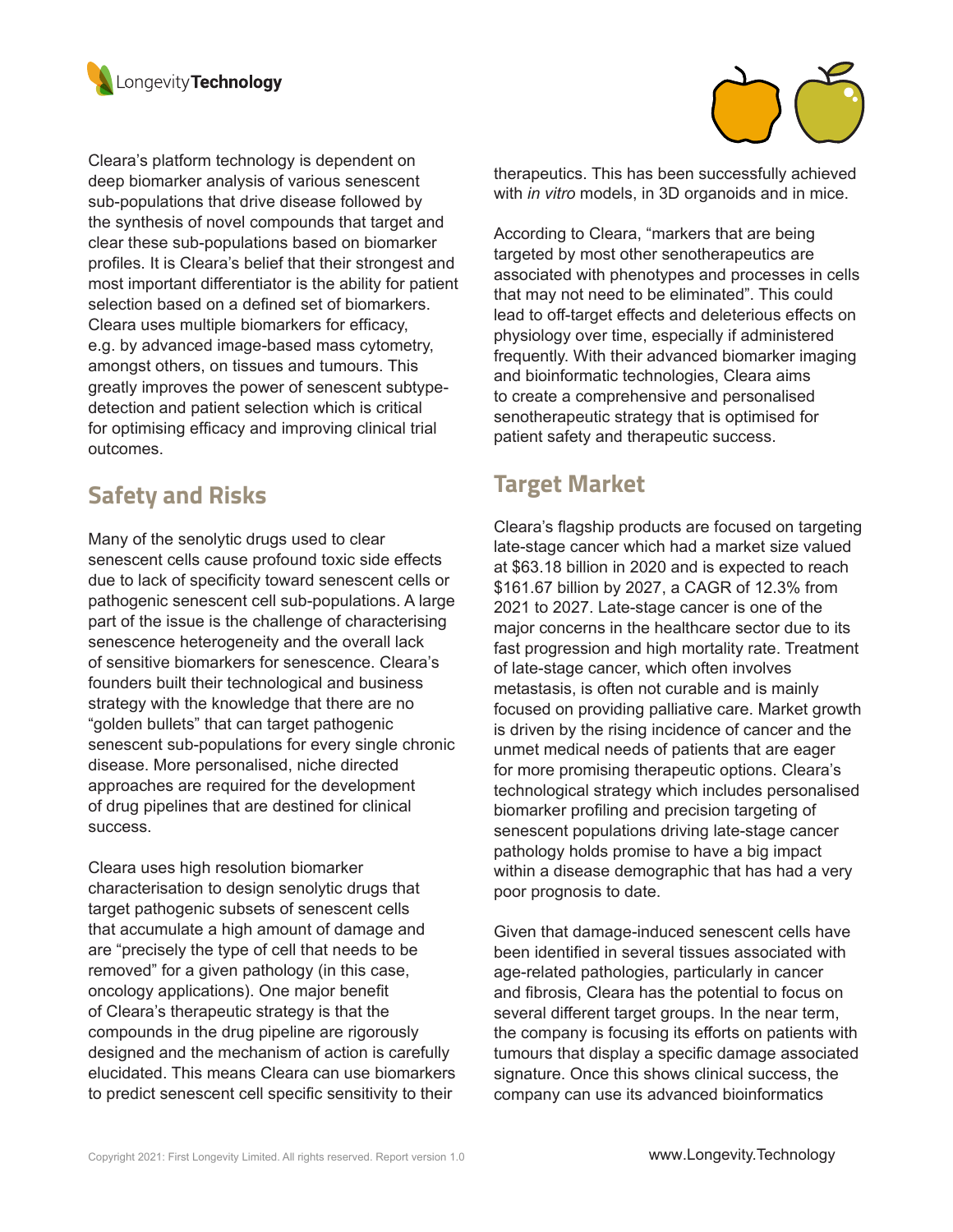Cleara's platform technology is dependent on deep biomarker analysis of various senescent sub-populations that drive disease followed by the synthesis of novel compounds that target and clear these sub-populations based on biomarker profiles. It is Cleara's belief that their strongest and most important differentiator is the ability for patient selection based on a defined set of biomarkers. Cleara uses multiple biomarkers for efficacy, e.g. by advanced image-based mass cytometry, amongst others, on tissues and tumours. This greatly improves the power of senescent subtype-detection and patient selection which is critical for optimising efficacy and improving clinical trial outcomes.

## Safety and Risks

Many of the senolytic drugs used to clear senescent cells cause profound toxic side effects due to lack of specificity toward senescent cells or pathogenic senescent cell sub-populations. A large part of the issue is the challenge of characterising senescence heterogeneity and the overall lack of sensitive biomarkers for senescence. Cleara's founders built their technological and business strategy with the knowledge that there are no "golden bullets" that can target pathogenic senescent sub-populations for every single chronic disease. More personalised, niche directed approaches are required for the development of drug pipelines that are destined for clinical success.

Cleara uses high resolution biomarker characterisation to design senolytic drugs that target pathogenic subsets of senescent cells that accumulate a high amount of damage and are "precisely the type of cell that needs to be removed" for a given pathology (in this case, oncology applications). One major benefit of Cleara's therapeutic strategy is that the compounds in the drug pipeline are rigorously designed and the mechanism of action is carefully elucidated. This means Cleara can use biomarkers to predict senescent cell specific sensitivity to their therapeutics. This has been successfully achieved with *in vitro* models, in 3D organoids and in mice.

According to Cleara, "markers that are being targeted by most other senotherapeutics are associated with phenotypes and processes in cells that may not need to be eliminated". This could lead to off-target effects and deleterious effects on physiology over time, especially if administered frequently. With their advanced biomarker imaging and bioinformatic technologies, Cleara aims to create a comprehensive and personalised senotherapeutic strategy that is optimised for patient safety and therapeutic success.

## Target Market

Cleara's flagship products are focused on targeting late-stage cancer which had a market size valued at $63.18 billion in 2020 and is expected to reach $161.67 billion by 2027, a CAGR of 12.3% from 2021 to 2027. Late-stage cancer is one of the major concerns in the healthcare sector due to its fast progression and high mortality rate. Treatment of late-stage cancer, which often involves metastasis, is often not curable and is mainly focused on providing palliative care. Market growth is driven by the rising incidence of cancer and the unmet medical needs of patients that are eager for more promising therapeutic options. Cleara's technological strategy which includes personalised biomarker profiling and precision targeting of senescent populations driving late-stage cancer pathology holds promise to have a big impact within a disease demographic that has had a very poor prognosis to date.

Given that damage-induced senescent cells have been identified in several tissues associated with age-related pathologies, particularly in cancer and fibrosis, Cleara has the potential to focus on several different target groups. In the near term, the company is focusing its efforts on patients with tumours that display a specific damage associated signature. Once this shows clinical success, the company can use its advanced bioinformatics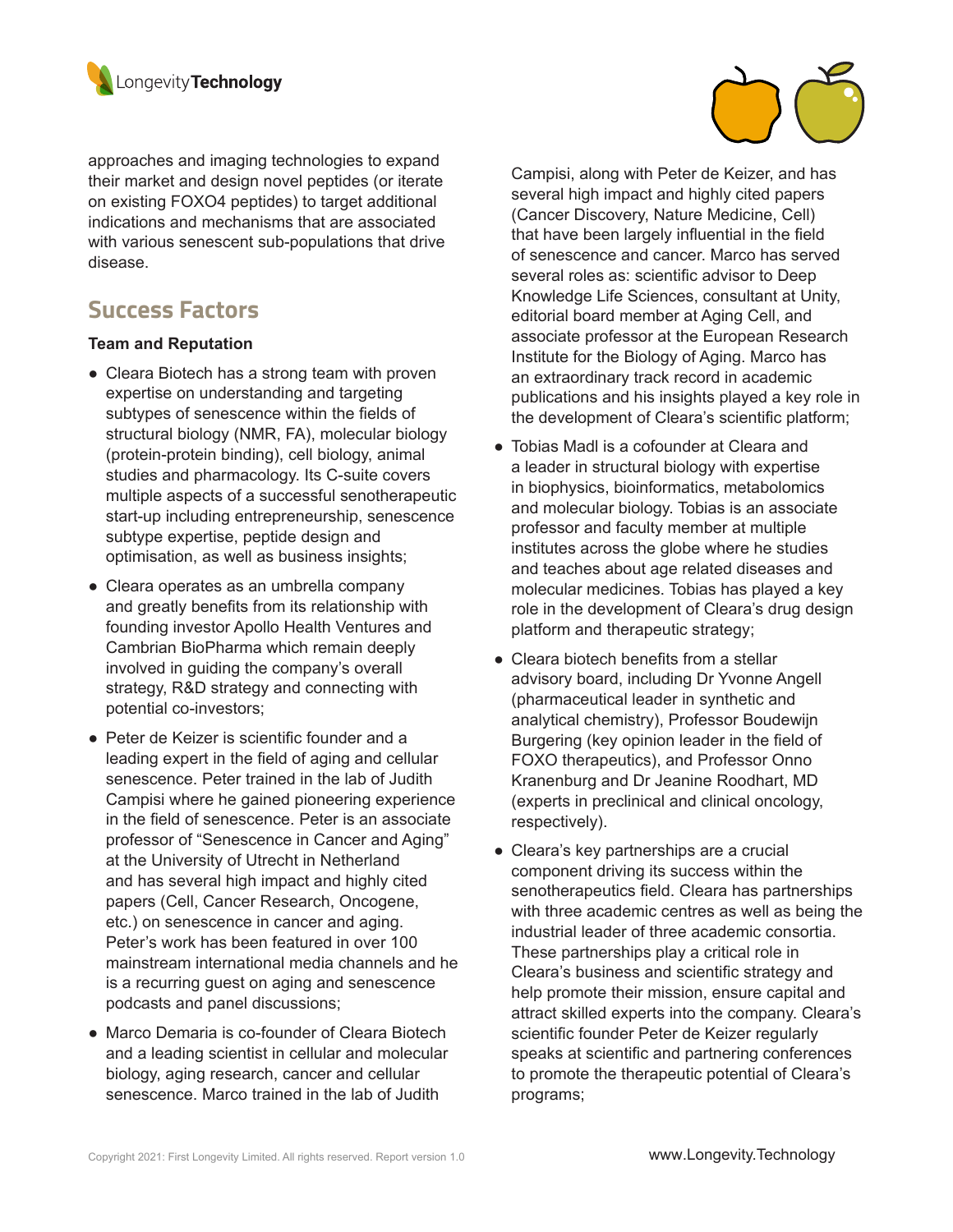approaches and imaging technologies to expand their market and design novel peptides (or iterate on existing FOXO4 peptides) to target additional indications and mechanisms that are associated with various senescent sub-populations that drive disease.

## Success Factors

**Team and Reputation**

- Cleara Biotech has a strong team with proven expertise on understanding and targeting subtypes of senescence within the fields of structural biology (NMR, FA), molecular biology (protein-protein binding), cell biology, animal studies and pharmacology. Its C-suite covers multiple aspects of a successful senotherapeutic start-up including entrepreneurship, senescence subtype expertise, peptide design and optimisation, as well as business insights;
- Cleara operates as an umbrella company and greatly benefits from its relationship with founding investor Apollo Health Ventures and Cambrian BioPharma which remain deeply involved in guiding the company's overall strategy, R&D strategy and connecting with potential co-investors;
- Peter de Keizer is scientific founder and a leading expert in the field of aging and cellular senescence. Peter trained in the lab of Judith Campisi where he gained pioneering experience in the field of senescence. Peter is an associate professor of "Senescence in Cancer and Aging" at the University of Utrecht in Netherland and has several high impact and highly cited papers (Cell, Cancer Research, Oncogene, etc.) on senescence in cancer and aging. Peter's work has been featured in over 100 mainstream international media channels and he is a recurring guest on aging and senescence podcasts and panel discussions;
- Marco Demaria is co-founder of Cleara Biotech and a leading scientist in cellular and molecular biology, aging research, cancer and cellular senescence. Marco trained in the lab of Judith Campisi, along with Peter de Keizer, and has several high impact and highly cited papers (Cancer Discovery, Nature Medicine, Cell) that have been largely influential in the field of senescence and cancer. Marco has served several roles as: scientific advisor to Deep Knowledge Life Sciences, consultant at Unity, editorial board member at Aging Cell, and associate professor at the European Research Institute for the Biology of Aging. Marco has an extraordinary track record in academic publications and his insights played a key role in the development of Cleara's scientific platform;
- Tobias Madl is a cofounder at Cleara and a leader in structural biology with expertise in biophysics, bioinformatics, metabolomics and molecular biology. Tobias is an associate professor and faculty member at multiple institutes across the globe where he studies and teaches about age related diseases and molecular medicines. Tobias has played a key role in the development of Cleara's drug design platform and therapeutic strategy;
- Cleara biotech benefits from a stellar advisory board, including Dr Yvonne Angell (pharmaceutical leader in synthetic and analytical chemistry), Professor Boudewijn Burgering (key opinion leader in the field of FOXO therapeutics), and Professor Onno Kranenburg and Dr Jeanine Roodhart, MD (experts in preclinical and clinical oncology, respectively).
- Cleara's key partnerships are a crucial component driving its success within the senotherapeutics field. Cleara has partnerships with three academic centres as well as being the industrial leader of three academic consortia. These partnerships play a critical role in Cleara's business and scientific strategy and help promote their mission, ensure capital and attract skilled experts into the company. Cleara's scientific founder Peter de Keizer regularly speaks at scientific and partnering conferences to promote the therapeutic potential of Cleara's programs;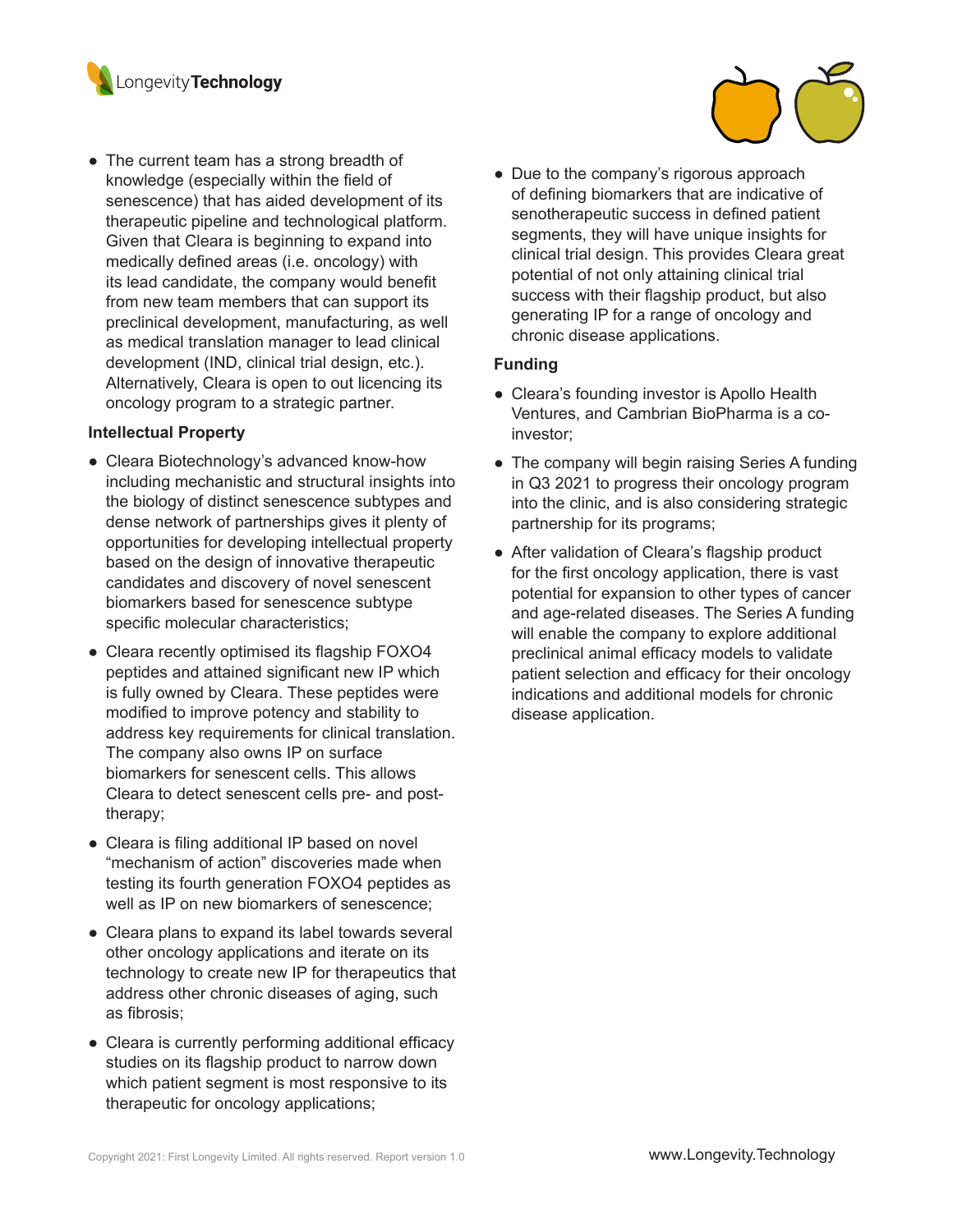- The current team has a strong breadth of knowledge (especially within the field of senescence) that has aided development of its therapeutic pipeline and technological platform. Given that Cleara is beginning to expand into medically defined areas (i.e. oncology) with its lead candidate, the company would benefit from new team members that can support its preclinical development, manufacturing, as well as medical translation manager to lead clinical development (IND, clinical trial design, etc.). Alternatively, Cleara is open to out licencing its oncology program to a strategic partner.

**Intellectual Property**

- Cleara Biotechnology's advanced know-how including mechanistic and structural insights into the biology of distinct senescence subtypes and dense network of partnerships gives it plenty of opportunities for developing intellectual property based on the design of innovative therapeutic candidates and discovery of novel senescent biomarkers based for senescence subtype specific molecular characteristics;
- Cleara recently optimised its flagship FOXO4 peptides and attained significant new IP which is fully owned by Cleara. These peptides were modified to improve potency and stability to address key requirements for clinical translation. The company also owns IP on surface biomarkers for senescent cells. This allows Cleara to detect senescent cells pre- and post-therapy;
- Cleara is filing additional IP based on novel "mechanism of action" discoveries made when testing its fourth generation FOXO4 peptides as well as IP on new biomarkers of senescence;
- Cleara plans to expand its label towards several other oncology applications and iterate on its technology to create new IP for therapeutics that address other chronic diseases of aging, such as fibrosis;
- Cleara is currently performing additional efficacy studies on its flagship product to narrow down which patient segment is most responsive to its therapeutic for oncology applications;
- Due to the company's rigorous approach of defining biomarkers that are indicative of senotherapeutic success in defined patient segments, they will have unique insights for clinical trial design. This provides Cleara great potential of not only attaining clinical trial success with their flagship product, but also generating IP for a range of oncology and chronic disease applications.

**Funding**

- Cleara's founding investor is Apollo Health Ventures, and Cambrian BioPharma is a co-investor;
- The company will begin raising Series A funding in Q3 2021 to progress their oncology program into the clinic, and is also considering strategic partnership for its programs;
- After validation of Cleara's flagship product for the first oncology application, there is vast potential for expansion to other types of cancer and age-related diseases. The Series A funding will enable the company to explore additional preclinical animal efficacy models to validate patient selection and efficacy for their oncology indications and additional models for chronic disease application.